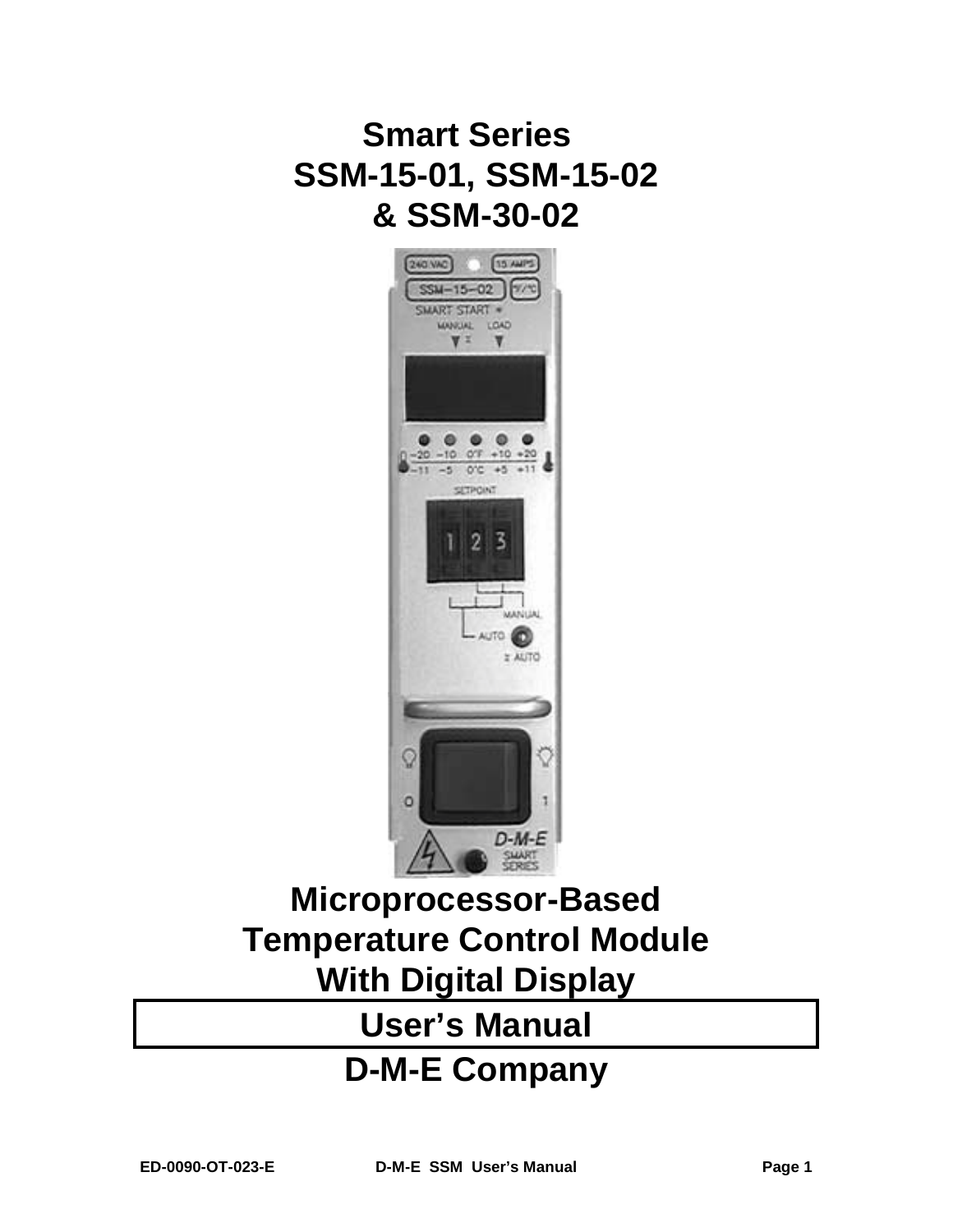# Smart Series
# SSM-15-01, SSM-15-02
# & SSM-30-02

## Microprocessor-Based
## Temperature Control Module
## With Digital Display

## User's Manual

## D-M-E Company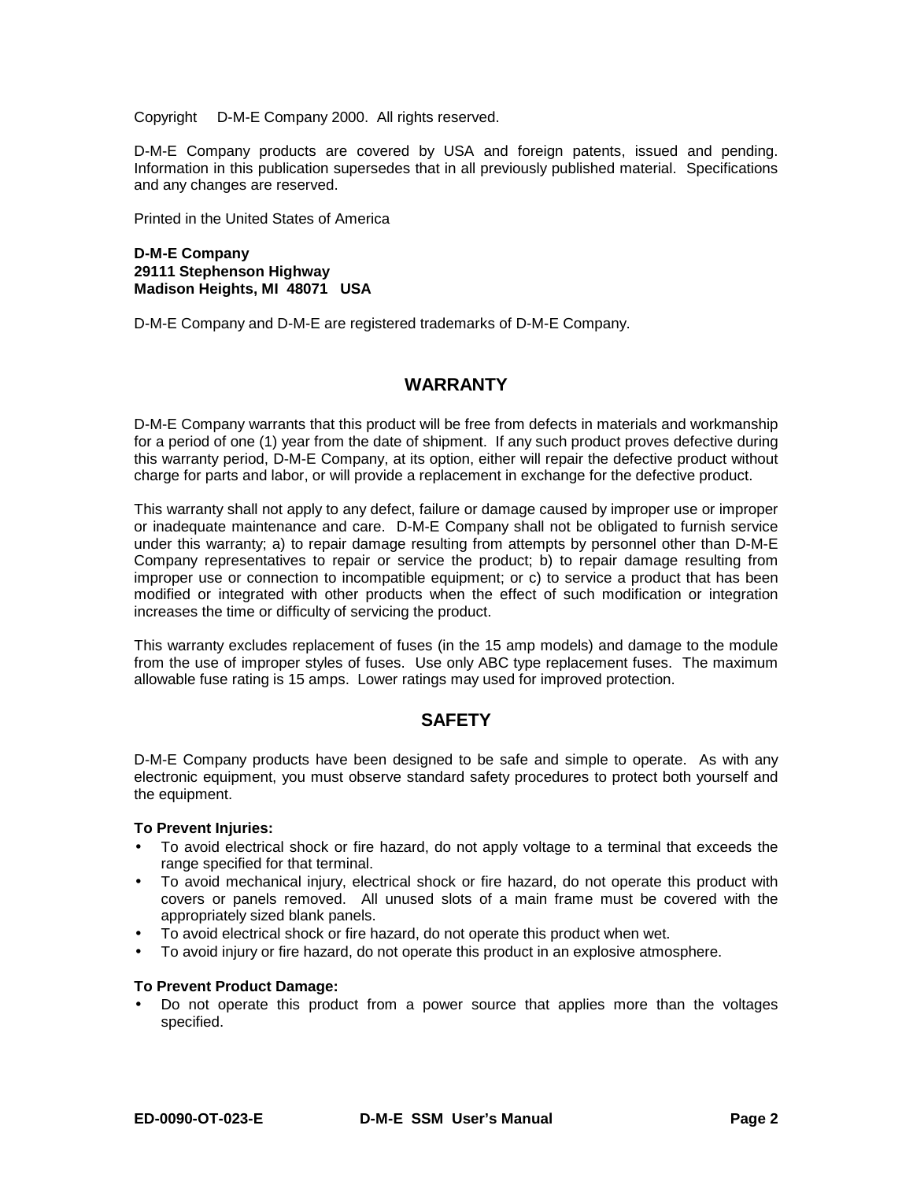Copyright    D-M-E Company 2000.  All rights reserved.

D-M-E Company products are covered by USA and foreign patents, issued and pending. Information in this publication supersedes that in all previously published material.  Specifications and any changes are reserved.

Printed in the United States of America

**D-M-E Company**
**29111 Stephenson Highway**
**Madison Heights, MI  48071   USA**

D-M-E Company and D-M-E are registered trademarks of D-M-E Company.

## WARRANTY

D-M-E Company warrants that this product will be free from defects in materials and workmanship for a period of one (1) year from the date of shipment.  If any such product proves defective during this warranty period, D-M-E Company, at its option, either will repair the defective product without charge for parts and labor, or will provide a replacement in exchange for the defective product.

This warranty shall not apply to any defect, failure or damage caused by improper use or improper or inadequate maintenance and care.  D-M-E Company shall not be obligated to furnish service under this warranty; a) to repair damage resulting from attempts by personnel other than D-M-E Company representatives to repair or service the product; b) to repair damage resulting from improper use or connection to incompatible equipment; or c) to service a product that has been modified or integrated with other products when the effect of such modification or integration increases the time or difficulty of servicing the product.

This warranty excludes replacement of fuses (in the 15 amp models) and damage to the module from the use of improper styles of fuses.  Use only ABC type replacement fuses.  The maximum allowable fuse rating is 15 amps.  Lower ratings may used for improved protection.

## SAFETY

D-M-E Company products have been designed to be safe and simple to operate.  As with any electronic equipment, you must observe standard safety procedures to protect both yourself and the equipment.

**To Prevent Injuries:**

- To avoid electrical shock or fire hazard, do not apply voltage to a terminal that exceeds the range specified for that terminal.
- To avoid mechanical injury, electrical shock or fire hazard, do not operate this product with covers or panels removed.  All unused slots of a main frame must be covered with the appropriately sized blank panels.
- To avoid electrical shock or fire hazard, do not operate this product when wet.
- To avoid injury or fire hazard, do not operate this product in an explosive atmosphere.

**To Prevent Product Damage:**

- Do not operate this product from a power source that applies more than the voltages specified.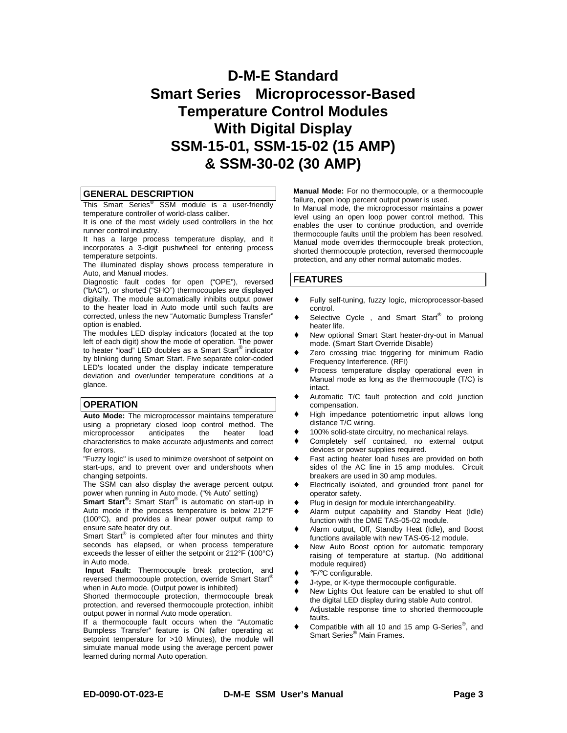# D-M-E Standard
# Smart Series Microprocessor-Based Temperature Control Modules With Digital Display
# SSM-15-01, SSM-15-02 (15 AMP) & SSM-30-02 (30 AMP)

## GENERAL DESCRIPTION

This Smart Series® SSM module is a user-friendly temperature controller of world-class caliber.

It is one of the most widely used controllers in the hot runner control industry.

It has a large process temperature display, and it incorporates a 3-digit pushwheel for entering process temperature setpoints.

The illuminated display shows process temperature in Auto, and Manual modes.

Diagnostic fault codes for open ("OPE"), reversed ("bAC"), or shorted ("SHO") thermocouples are displayed digitally. The module automatically inhibits output power to the heater load in Auto mode until such faults are corrected, unless the new "Automatic Bumpless Transfer" option is enabled.

The modules LED display indicators (located at the top left of each digit) show the mode of operation. The power to heater "load" LED doubles as a Smart Start® indicator by blinking during Smart Start. Five separate color-coded LED's located under the display indicate temperature deviation and over/under temperature conditions at a glance.

## OPERATION

**Auto Mode:** The microprocessor maintains temperature using a proprietary closed loop control method. The microprocessor anticipates the heater load characteristics to make accurate adjustments and correct for errors.

"Fuzzy logic" is used to minimize overshoot of setpoint on start-ups, and to prevent over and undershoots when changing setpoints.

The SSM can also display the average percent output power when running in Auto mode. ("% Auto" setting)

**Smart Start®:** Smart Start® is automatic on start-up in Auto mode if the process temperature is below 212°F (100°C), and provides a linear power output ramp to ensure safe heater dry out.

Smart Start® is completed after four minutes and thirty seconds has elapsed, or when process temperature exceeds the lesser of either the setpoint or 212°F (100°C) in Auto mode.

**Input Fault:** Thermocouple break protection, and reversed thermocouple protection, override Smart Start® when in Auto mode. (Output power is inhibited)

Shorted thermocouple protection, thermocouple break protection, and reversed thermocouple protection, inhibit output power in normal Auto mode operation.

If a thermocouple fault occurs when the "Automatic Bumpless Transfer" feature is ON (after operating at setpoint temperature for >10 Minutes), the module will simulate manual mode using the average percent power learned during normal Auto operation.

**Manual Mode:** For no thermocouple, or a thermocouple failure, open loop percent output power is used.

In Manual mode, the microprocessor maintains a power level using an open loop power control method. This enables the user to continue production, and override thermocouple faults until the problem has been resolved. Manual mode overrides thermocouple break protection, shorted thermocouple protection, reversed thermocouple protection, and any other normal automatic modes.

## FEATURES

- Fully self-tuning, fuzzy logic, microprocessor-based control.
- Selective Cycle , and Smart Start® to prolong heater life.
- New optional Smart Start heater-dry-out in Manual mode. (Smart Start Override Disable)
- Zero crossing triac triggering for minimum Radio Frequency Interference. (RFI)
- Process temperature display operational even in Manual mode as long as the thermocouple (T/C) is intact.
- Automatic T/C fault protection and cold junction compensation.
- High impedance potentiometric input allows long distance T/C wiring.
- 100% solid-state circuitry, no mechanical relays.
- Completely self contained, no external output devices or power supplies required.
- Fast acting heater load fuses are provided on both sides of the AC line in 15 amp modules. Circuit breakers are used in 30 amp modules.
- Electrically isolated, and grounded front panel for operator safety.
- Plug in design for module interchangeability.
- Alarm output capability and Standby Heat (Idle) function with the DME TAS-05-02 module.
- Alarm output, Off, Standby Heat (Idle), and Boost functions available with new TAS-05-12 module.
- New Auto Boost option for automatic temporary raising of temperature at startup. (No additional module required)
- °F/°C configurable.
- J-type, or K-type thermocouple configurable.
- New Lights Out feature can be enabled to shut off the digital LED display during stable Auto control.
- Adjustable response time to shorted thermocouple faults.
- Compatible with all 10 and 15 amp G-Series®, and Smart Series® Main Frames.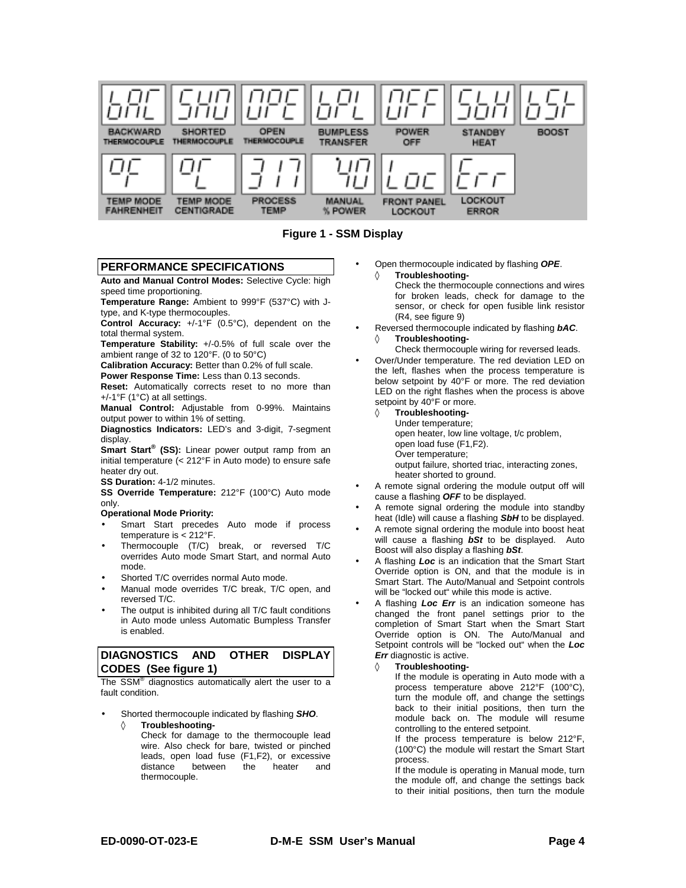| bAC | SHO | OPE | bPt | OFF | SbH | bSt |
| --- | --- | --- | --- | --- | --- | --- |
| BACKWARD THERMOCOUPLE | SHORTED THERMOCOUPLE | OPEN THERMOCOUPLE | BUMPLESS TRANSFER | POWER OFF | STANDBY HEAT | BOOST |
| °F | °C | 317 | 40 | Loc | Err | |
| TEMP MODE FAHRENHEIT | TEMP MODE CENTIGRADE | PROCESS TEMP | MANUAL % POWER | FRONT PANEL LOCKOUT | LOCKOUT ERROR | |

**Figure 1 - SSM Display**

## PERFORMANCE SPECIFICATIONS

**Auto and Manual Control Modes:** Selective Cycle: high speed time proportioning.

**Temperature Range:** Ambient to 999°F (537°C) with J-type, and K-type thermocouples.

**Control Accuracy:** +/-1°F (0.5°C), dependent on the total thermal system.

**Temperature Stability:** +/-0.5% of full scale over the ambient range of 32 to 120°F. (0 to 50°C)

**Calibration Accuracy:** Better than 0.2% of full scale.

**Power Response Time:** Less than 0.13 seconds.

**Reset:** Automatically corrects reset to no more than +/-1°F (1°C) at all settings.

**Manual Control:** Adjustable from 0-99%. Maintains output power to within 1% of setting.

**Diagnostics Indicators:** LED's and 3-digit, 7-segment display.

**Smart Start® (SS):** Linear power output ramp from an initial temperature (< 212°F in Auto mode) to ensure safe heater dry out.

**SS Duration:** 4-1/2 minutes.

**SS Override Temperature:** 212°F (100°C) Auto mode only.

**Operational Mode Priority:**

- Smart Start precedes Auto mode if process temperature is < 212°F.
- Thermocouple (T/C) break, or reversed T/C overrides Auto mode Smart Start, and normal Auto mode.
- Shorted T/C overrides normal Auto mode.
- Manual mode overrides T/C break, T/C open, and reversed T/C.
- The output is inhibited during all T/C fault conditions in Auto mode unless Automatic Bumpless Transfer is enabled.

## DIAGNOSTICS AND OTHER DISPLAY CODES (See figure 1)

The SSM® diagnostics automatically alert the user to a fault condition.

- Shorted thermocouple indicated by flashing ***SHO***.
  - ◊ **Troubleshooting-**
    Check for damage to the thermocouple lead wire. Also check for bare, twisted or pinched leads, open load fuse (F1,F2), or excessive distance between the heater and thermocouple.
- Open thermocouple indicated by flashing ***OPE***.
  - ◊ **Troubleshooting-**
    Check the thermocouple connections and wires for broken leads, check for damage to the sensor, or check for open fusible link resistor (R4, see figure 9)
- Reversed thermocouple indicated by flashing ***bAC***.
  - ◊ **Troubleshooting-**
    Check thermocouple wiring for reversed leads.
- Over/Under temperature. The red deviation LED on the left, flashes when the process temperature is below setpoint by 40°F or more. The red deviation LED on the right flashes when the process is above setpoint by 40°F or more.
  - ◊ **Troubleshooting-**
    Under temperature;
    open heater, low line voltage, t/c problem, open load fuse (F1,F2).
    Over temperature;
    output failure, shorted triac, interacting zones, heater shorted to ground.
- A remote signal ordering the module output off will cause a flashing ***OFF*** to be displayed.
- A remote signal ordering the module into standby heat (Idle) will cause a flashing ***SbH*** to be displayed.
- A remote signal ordering the module into boost heat will cause a flashing ***bSt*** to be displayed. Auto Boost will also display a flashing ***bSt***.
- A flashing ***Loc*** is an indication that the Smart Start Override option is ON, and that the module is in Smart Start. The Auto/Manual and Setpoint controls will be "locked out" while this mode is active.
- A flashing ***Loc Err*** is an indication someone has changed the front panel settings prior to the completion of Smart Start when the Smart Start Override option is ON. The Auto/Manual and Setpoint controls will be "locked out" when the ***Loc Err*** diagnostic is active.
  - ◊ **Troubleshooting-**
    If the module is operating in Auto mode with a process temperature above 212°F (100°C), turn the module off, and change the settings back to their initial positions, then turn the module back on. The module will resume controlling to the entered setpoint.
    If the process temperature is below 212°F, (100°C) the module will restart the Smart Start process.
    If the module is operating in Manual mode, turn the module off, and change the settings back to their initial positions, then turn the module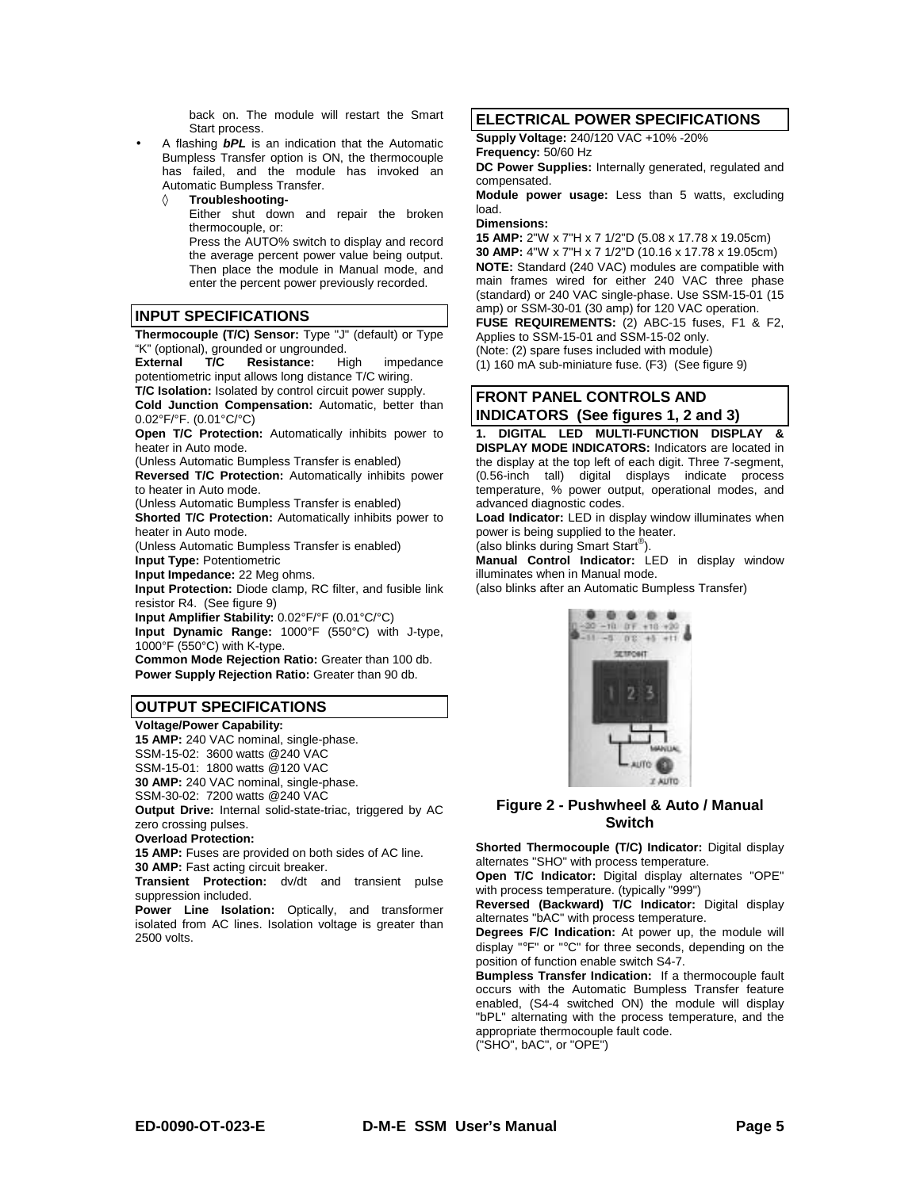back on. The module will restart the Smart Start process.

- A flashing ***bPL*** is an indication that the Automatic Bumpless Transfer option is ON, the thermocouple has failed, and the module has invoked an Automatic Bumpless Transfer.
  - ◊ **Troubleshooting-**
    Either shut down and repair the broken thermocouple, or:
    Press the AUTO% switch to display and record the average percent power value being output. Then place the module in Manual mode, and enter the percent power previously recorded.

## INPUT SPECIFICATIONS

**Thermocouple (T/C) Sensor:** Type "J" (default) or Type "K" (optional), grounded or ungrounded.
**External T/C Resistance:** High impedance potentiometric input allows long distance T/C wiring.
**T/C Isolation:** Isolated by control circuit power supply.
**Cold Junction Compensation:** Automatic, better than 0.02°F/°F. (0.01°C/°C)
**Open T/C Protection:** Automatically inhibits power to heater in Auto mode.
(Unless Automatic Bumpless Transfer is enabled)
**Reversed T/C Protection:** Automatically inhibits power to heater in Auto mode.
(Unless Automatic Bumpless Transfer is enabled)
**Shorted T/C Protection:** Automatically inhibits power to heater in Auto mode.
(Unless Automatic Bumpless Transfer is enabled)
**Input Type:** Potentiometric
**Input Impedance:** 22 Meg ohms.
**Input Protection:** Diode clamp, RC filter, and fusible link resistor R4. (See figure 9)
**Input Amplifier Stability:** 0.02°F/°F (0.01°C/°C)
**Input Dynamic Range:** 1000°F (550°C) with J-type, 1000°F (550°C) with K-type.
**Common Mode Rejection Ratio:** Greater than 100 db.
**Power Supply Rejection Ratio:** Greater than 90 db.

## OUTPUT SPECIFICATIONS

**Voltage/Power Capability:**
**15 AMP:** 240 VAC nominal, single-phase.
SSM-15-02: 3600 watts @240 VAC
SSM-15-01: 1800 watts @120 VAC
**30 AMP:** 240 VAC nominal, single-phase.
SSM-30-02: 7200 watts @240 VAC
**Output Drive:** Internal solid-state-triac, triggered by AC zero crossing pulses.
**Overload Protection:**
**15 AMP:** Fuses are provided on both sides of AC line.
**30 AMP:** Fast acting circuit breaker.
**Transient Protection:** dv/dt and transient pulse suppression included.
**Power Line Isolation:** Optically, and transformer isolated from AC lines. Isolation voltage is greater than 2500 volts.

## ELECTRICAL POWER SPECIFICATIONS

**Supply Voltage:** 240/120 VAC +10% -20%
**Frequency:** 50/60 Hz
**DC Power Supplies:** Internally generated, regulated and compensated.
**Module power usage:** Less than 5 watts, excluding load.
**Dimensions:**
**15 AMP:** 2"W x 7"H x 7 1/2"D (5.08 x 17.78 x 19.05cm)
**30 AMP:** 4"W x 7"H x 7 1/2"D (10.16 x 17.78 x 19.05cm)
**NOTE:** Standard (240 VAC) modules are compatible with main frames wired for either 240 VAC three phase (standard) or 240 VAC single-phase. Use SSM-15-01 (15 amp) or SSM-30-01 (30 amp) for 120 VAC operation.
**FUSE REQUIREMENTS:** (2) ABC-15 fuses, F1 & F2, Applies to SSM-15-01 and SSM-15-02 only.
(Note: (2) spare fuses included with module)
(1) 160 mA sub-miniature fuse. (F3) (See figure 9)

## FRONT PANEL CONTROLS AND INDICATORS (See figures 1, 2 and 3)

**1. DIGITAL LED MULTI-FUNCTION DISPLAY & DISPLAY MODE INDICATORS:** Indicators are located in the display at the top left of each digit. Three 7-segment, (0.56-inch tall) digital displays indicate process temperature, % power output, operational modes, and advanced diagnostic codes.
**Load Indicator:** LED in display window illuminates when power is being supplied to the heater.
(also blinks during Smart Start®).
**Manual Control Indicator:** LED in display window illuminates when in Manual mode.
(also blinks after an Automatic Bumpless Transfer)

**Figure 2 - Pushwheel & Auto / Manual Switch**

**Shorted Thermocouple (T/C) Indicator:** Digital display alternates "SHO" with process temperature.
**Open T/C Indicator:** Digital display alternates "OPE" with process temperature. (typically "999")
**Reversed (Backward) T/C Indicator:** Digital display alternates "bAC" with process temperature.
**Degrees F/C Indication:** At power up, the module will display "°F" or "°C" for three seconds, depending on the position of function enable switch S4-7.
**Bumpless Transfer Indication:** If a thermocouple fault occurs with the Automatic Bumpless Transfer feature enabled, (S4-4 switched ON) the module will display "bPL" alternating with the process temperature, and the appropriate thermocouple fault code.
("SHO", bAC", or "OPE")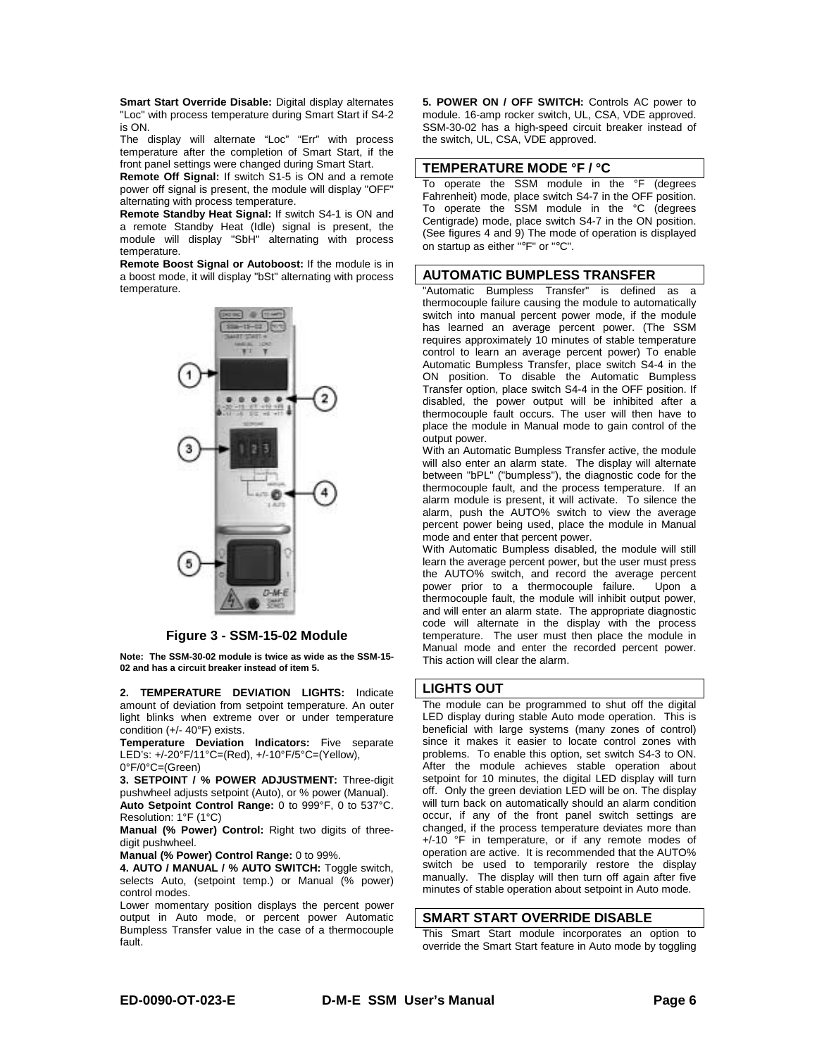**Smart Start Override Disable:** Digital display alternates "Loc" with process temperature during Smart Start if S4-2 is ON.

The display will alternate "Loc" "Err" with process temperature after the completion of Smart Start, if the front panel settings were changed during Smart Start.

**Remote Off Signal:** If switch S1-5 is ON and a remote power off signal is present, the module will display "OFF" alternating with process temperature.

**Remote Standby Heat Signal:** If switch S4-1 is ON and a remote Standby Heat (Idle) signal is present, the module will display "SbH" alternating with process temperature.

**Remote Boost Signal or Autoboost:** If the module is in a boost mode, it will display "bSt" alternating with process temperature.

**Figure 3 - SSM-15-02 Module**

**Note: The SSM-30-02 module is twice as wide as the SSM-15-02 and has a circuit breaker instead of item 5.**

**2. TEMPERATURE DEVIATION LIGHTS:** Indicate amount of deviation from setpoint temperature. An outer light blinks when extreme over or under temperature condition (+/- 40°F) exists.

**Temperature Deviation Indicators:** Five separate LED's: +/-20°F/11°C=(Red), +/-10°F/5°C=(Yellow), 0°F/0°C=(Green)

**3. SETPOINT / % POWER ADJUSTMENT:** Three-digit pushwheel adjusts setpoint (Auto), or % power (Manual).

**Auto Setpoint Control Range:** 0 to 999°F, 0 to 537°C. Resolution: 1°F (1°C)

**Manual (% Power) Control:** Right two digits of three-digit pushwheel.

**Manual (% Power) Control Range:** 0 to 99%.

**4. AUTO / MANUAL / % AUTO SWITCH:** Toggle switch, selects Auto, (setpoint temp.) or Manual (% power) control modes.

Lower momentary position displays the percent power output in Auto mode, or percent power Automatic Bumpless Transfer value in the case of a thermocouple fault.

**5. POWER ON / OFF SWITCH:** Controls AC power to module. 16-amp rocker switch, UL, CSA, VDE approved. SSM-30-02 has a high-speed circuit breaker instead of the switch, UL, CSA, VDE approved.

## TEMPERATURE MODE °F / °C

To operate the SSM module in the °F (degrees Fahrenheit) mode, place switch S4-7 in the OFF position. To operate the SSM module in the °C (degrees Centigrade) mode, place switch S4-7 in the ON position. (See figures 4 and 9) The mode of operation is displayed on startup as either "°F" or "°C".

## AUTOMATIC BUMPLESS TRANSFER

"Automatic Bumpless Transfer" is defined as a thermocouple failure causing the module to automatically switch into manual percent power mode, if the module has learned an average percent power. (The SSM requires approximately 10 minutes of stable temperature control to learn an average percent power) To enable Automatic Bumpless Transfer, place switch S4-4 in the ON position. To disable the Automatic Bumpless Transfer option, place switch S4-4 in the OFF position. If disabled, the power output will be inhibited after a thermocouple fault occurs. The user will then have to place the module in Manual mode to gain control of the output power.

With an Automatic Bumpless Transfer active, the module will also enter an alarm state. The display will alternate between "bPL" ("bumpless"), the diagnostic code for the thermocouple fault, and the process temperature. If an alarm module is present, it will activate. To silence the alarm, push the AUTO% switch to view the average percent power being used, place the module in Manual mode and enter that percent power.

With Automatic Bumpless disabled, the module will still learn the average percent power, but the user must press the AUTO% switch, and record the average percent power prior to a thermocouple failure. Upon a thermocouple fault, the module will inhibit output power, and will enter an alarm state. The appropriate diagnostic code will alternate in the display with the process temperature. The user must then place the module in Manual mode and enter the recorded percent power. This action will clear the alarm.

## LIGHTS OUT

The module can be programmed to shut off the digital LED display during stable Auto mode operation. This is beneficial with large systems (many zones of control) since it makes it easier to locate control zones with problems. To enable this option, set switch S4-3 to ON. After the module achieves stable operation about setpoint for 10 minutes, the digital LED display will turn off. Only the green deviation LED will be on. The display will turn back on automatically should an alarm condition occur, if any of the front panel switch settings are changed, if the process temperature deviates more than +/-10 °F in temperature, or if any remote modes of operation are active. It is recommended that the AUTO% switch be used to temporarily restore the display manually. The display will then turn off again after five minutes of stable operation about setpoint in Auto mode.

## SMART START OVERRIDE DISABLE

This Smart Start module incorporates an option to override the Smart Start feature in Auto mode by toggling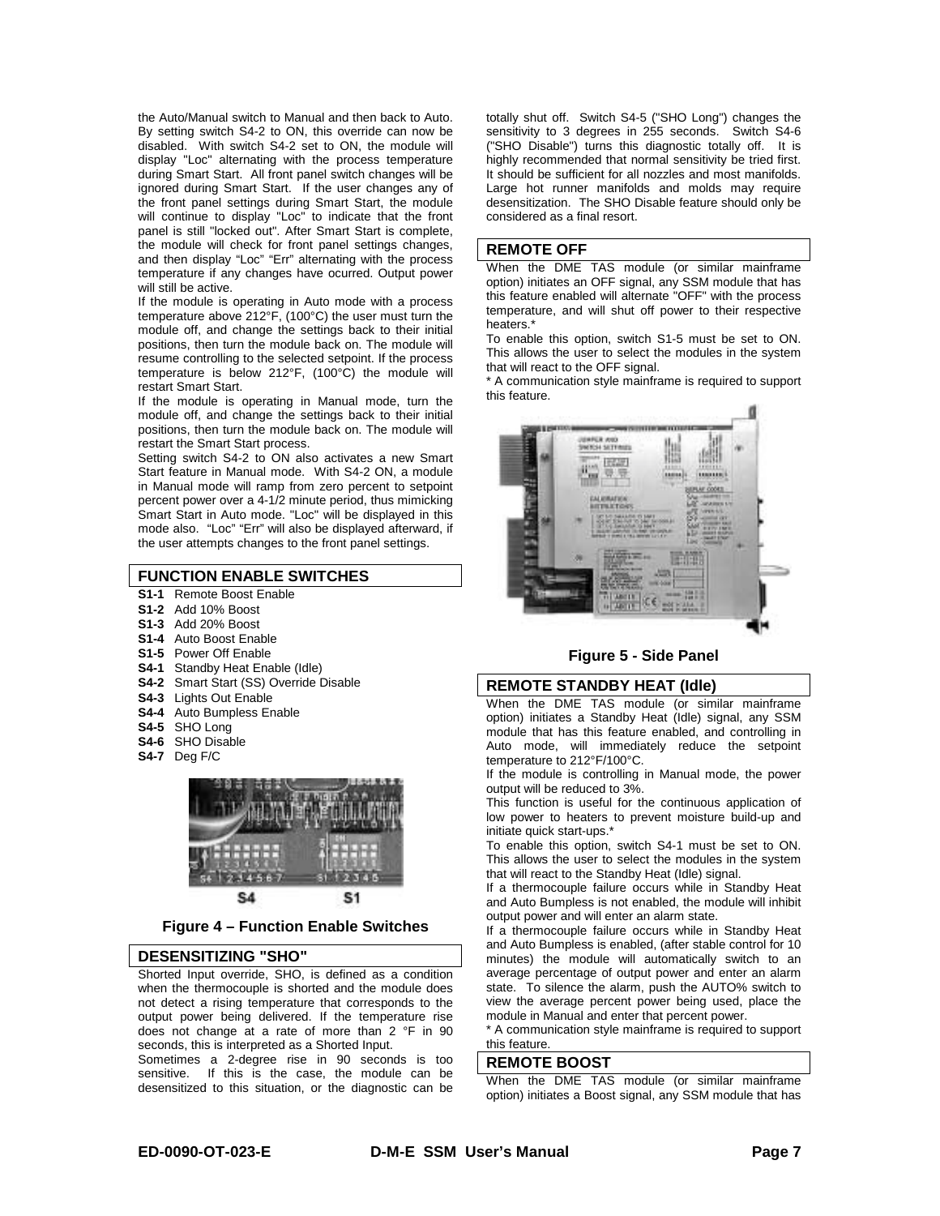the Auto/Manual switch to Manual and then back to Auto. By setting switch S4-2 to ON, this override can now be disabled. With switch S4-2 set to ON, the module will display "Loc" alternating with the process temperature during Smart Start. All front panel switch changes will be ignored during Smart Start. If the user changes any of the front panel settings during Smart Start, the module will continue to display "Loc" to indicate that the front panel is still "locked out". After Smart Start is complete, the module will check for front panel settings changes, and then display "Loc" "Err" alternating with the process temperature if any changes have ocurred. Output power will still be active.

If the module is operating in Auto mode with a process temperature above 212°F, (100°C) the user must turn the module off, and change the settings back to their initial positions, then turn the module back on. The module will resume controlling to the selected setpoint. If the process temperature is below 212°F, (100°C) the module will restart Smart Start.

If the module is operating in Manual mode, turn the module off, and change the settings back to their initial positions, then turn the module back on. The module will restart the Smart Start process.

Setting switch S4-2 to ON also activates a new Smart Start feature in Manual mode. With S4-2 ON, a module in Manual mode will ramp from zero percent to setpoint percent power over a 4-1/2 minute period, thus mimicking Smart Start in Auto mode. "Loc" will be displayed in this mode also. "Loc" "Err" will also be displayed afterward, if the user attempts changes to the front panel settings.

## FUNCTION ENABLE SWITCHES

- **S1-1** Remote Boost Enable
- **S1-2** Add 10% Boost
- **S1-3** Add 20% Boost
- **S1-4** Auto Boost Enable
- **S1-5** Power Off Enable
- **S4-1** Standby Heat Enable (Idle)
- **S4-2** Smart Start (SS) Override Disable
- **S4-3** Lights Out Enable
- **S4-4** Auto Bumpless Enable
- **S4-5** SHO Long
- **S4-6** SHO Disable
- **S4-7** Deg F/C

**Figure 4 – Function Enable Switches**

## DESENSITIZING "SHO"

Shorted Input override, SHO, is defined as a condition when the thermocouple is shorted and the module does not detect a rising temperature that corresponds to the output power being delivered. If the temperature rise does not change at a rate of more than 2 °F in 90 seconds, this is interpreted as a Shorted Input.

Sometimes a 2-degree rise in 90 seconds is too sensitive. If this is the case, the module can be desensitized to this situation, or the diagnostic can be totally shut off. Switch S4-5 ("SHO Long") changes the sensitivity to 3 degrees in 255 seconds. Switch S4-6 ("SHO Disable") turns this diagnostic totally off. It is highly recommended that normal sensitivity be tried first. It should be sufficient for all nozzles and most manifolds. Large hot runner manifolds and molds may require desensitization. The SHO Disable feature should only be considered as a final resort.

## REMOTE OFF

When the DME TAS module (or similar mainframe option) initiates an OFF signal, any SSM module that has this feature enabled will alternate "OFF" with the process temperature, and will shut off power to their respective heaters.*

To enable this option, switch S1-5 must be set to ON. This allows the user to select the modules in the system that will react to the OFF signal.

* A communication style mainframe is required to support this feature.

**Figure 5 - Side Panel**

## REMOTE STANDBY HEAT (Idle)

When the DME TAS module (or similar mainframe option) initiates a Standby Heat (Idle) signal, any SSM module that has this feature enabled, and controlling in Auto mode, will immediately reduce the setpoint temperature to 212°F/100°C.

If the module is controlling in Manual mode, the power output will be reduced to 3%.

This function is useful for the continuous application of low power to heaters to prevent moisture build-up and initiate quick start-ups.*

To enable this option, switch S4-1 must be set to ON. This allows the user to select the modules in the system that will react to the Standby Heat (Idle) signal.

If a thermocouple failure occurs while in Standby Heat and Auto Bumpless is not enabled, the module will inhibit output power and will enter an alarm state.

If a thermocouple failure occurs while in Standby Heat and Auto Bumpless is enabled, (after stable control for 10 minutes) the module will automatically switch to an average percentage of output power and enter an alarm state. To silence the alarm, push the AUTO% switch to view the average percent power being used, place the module in Manual and enter that percent power.

* A communication style mainframe is required to support this feature.

## REMOTE BOOST

When the DME TAS module (or similar mainframe option) initiates a Boost signal, any SSM module that has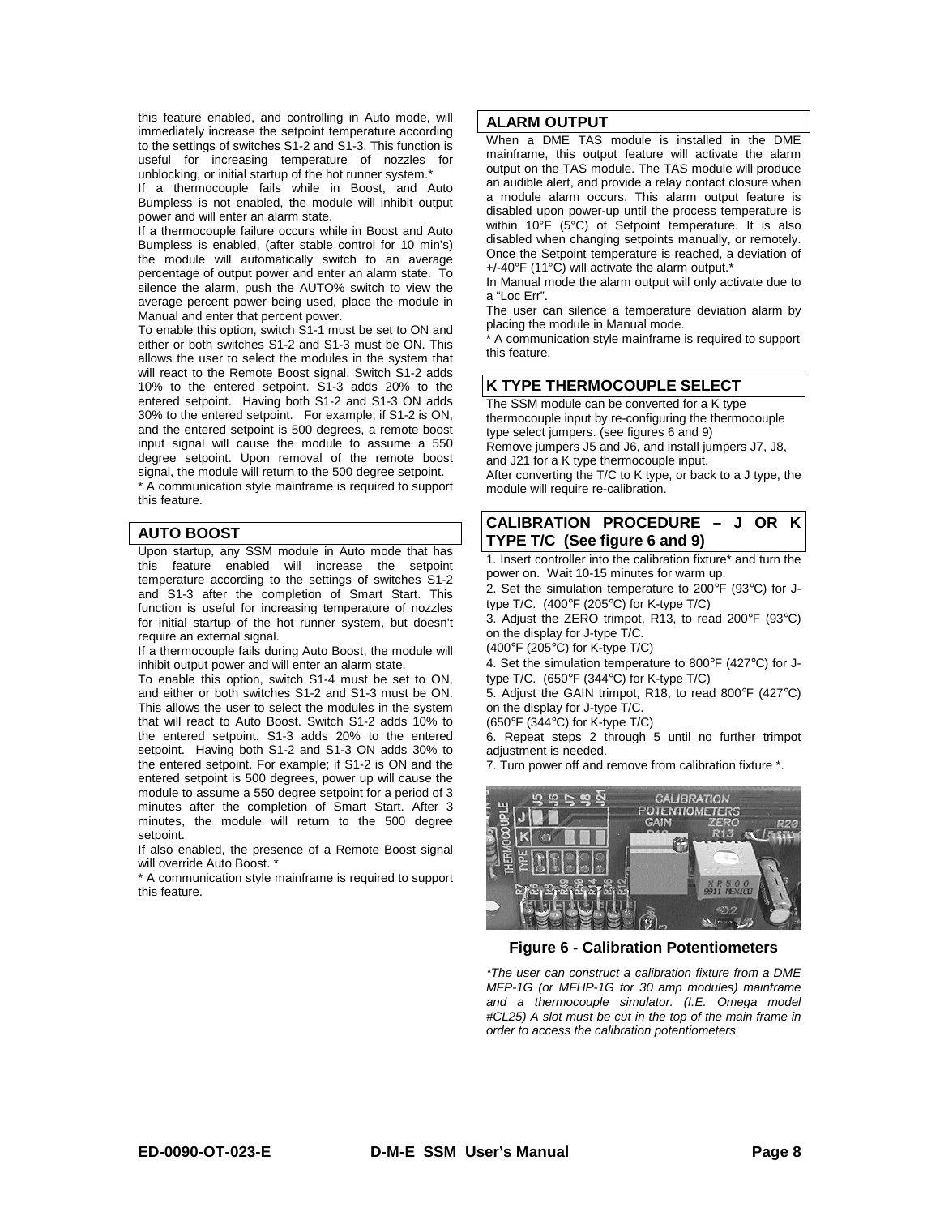this feature enabled, and controlling in Auto mode, will immediately increase the setpoint temperature according to the settings of switches S1-2 and S1-3. This function is useful for increasing temperature of nozzles for unblocking, or initial startup of the hot runner system.*

If a thermocouple fails while in Boost, and Auto Bumpless is not enabled, the module will inhibit output power and will enter an alarm state.

If a thermocouple failure occurs while in Boost and Auto Bumpless is enabled, (after stable control for 10 min's) the module will automatically switch to an average percentage of output power and enter an alarm state. To silence the alarm, push the AUTO% switch to view the average percent power being used, place the module in Manual and enter that percent power.

To enable this option, switch S1-1 must be set to ON and either or both switches S1-2 and S1-3 must be ON. This allows the user to select the modules in the system that will react to the Remote Boost signal. Switch S1-2 adds 10% to the entered setpoint. S1-3 adds 20% to the entered setpoint. Having both S1-2 and S1-3 ON adds 30% to the entered setpoint. For example; if S1-2 is ON, and the entered setpoint is 500 degrees, a remote boost input signal will cause the module to assume a 550 degree setpoint. Upon removal of the remote boost signal, the module will return to the 500 degree setpoint.

* A communication style mainframe is required to support this feature.

## AUTO BOOST

Upon startup, any SSM module in Auto mode that has this feature enabled will increase the setpoint temperature according to the settings of switches S1-2 and S1-3 after the completion of Smart Start. This function is useful for increasing temperature of nozzles for initial startup of the hot runner system, but doesn't require an external signal.

If a thermocouple fails during Auto Boost, the module will inhibit output power and will enter an alarm state.

To enable this option, switch S1-4 must be set to ON, and either or both switches S1-2 and S1-3 must be ON. This allows the user to select the modules in the system that will react to Auto Boost. Switch S1-2 adds 10% to the entered setpoint. S1-3 adds 20% to the entered setpoint. Having both S1-2 and S1-3 ON adds 30% to the entered setpoint. For example; if S1-2 is ON and the entered setpoint is 500 degrees, power up will cause the module to assume a 550 degree setpoint for a period of 3 minutes after the completion of Smart Start. After 3 minutes, the module will return to the 500 degree setpoint.

If also enabled, the presence of a Remote Boost signal will override Auto Boost. *

* A communication style mainframe is required to support this feature.

## ALARM OUTPUT

When a DME TAS module is installed in the DME mainframe, this output feature will activate the alarm output on the TAS module. The TAS module will produce an audible alert, and provide a relay contact closure when a module alarm occurs. This alarm output feature is disabled upon power-up until the process temperature is within 10°F (5°C) of Setpoint temperature. It is also disabled when changing setpoints manually, or remotely. Once the Setpoint temperature is reached, a deviation of +/-40°F (11°C) will activate the alarm output.*

In Manual mode the alarm output will only activate due to a "Loc Err".

The user can silence a temperature deviation alarm by placing the module in Manual mode.

* A communication style mainframe is required to support this feature.

## K TYPE THERMOCOUPLE SELECT

The SSM module can be converted for a K type thermocouple input by re-configuring the thermocouple type select jumpers. (see figures 6 and 9)

Remove jumpers J5 and J6, and install jumpers J7, J8, and J21 for a K type thermocouple input.

After converting the T/C to K type, or back to a J type, the module will require re-calibration.

## CALIBRATION PROCEDURE – J OR K TYPE T/C (See figure 6 and 9)

1. Insert controller into the calibration fixture* and turn the power on. Wait 10-15 minutes for warm up.
2. Set the simulation temperature to 200°F (93°C) for J-type T/C. (400°F (205°C) for K-type T/C)
3. Adjust the ZERO trimpot, R13, to read 200°F (93°C) on the display for J-type T/C.
(400°F (205°C) for K-type T/C)
4. Set the simulation temperature to 800°F (427°C) for J-type T/C. (650°F (344°C) for K-type T/C)
5. Adjust the GAIN trimpot, R18, to read 800°F (427°C) on the display for J-type T/C.
(650°F (344°C) for K-type T/C)
6. Repeat steps 2 through 5 until no further trimpot adjustment is needed.
7. Turn power off and remove from calibration fixture *.

**Figure 6 - Calibration Potentiometers**

*\*The user can construct a calibration fixture from a DME MFP-1G (or MFHP-1G for 30 amp modules) mainframe and a thermocouple simulator. (I.E. Omega model #CL25) A slot must be cut in the top of the main frame in order to access the calibration potentiometers.*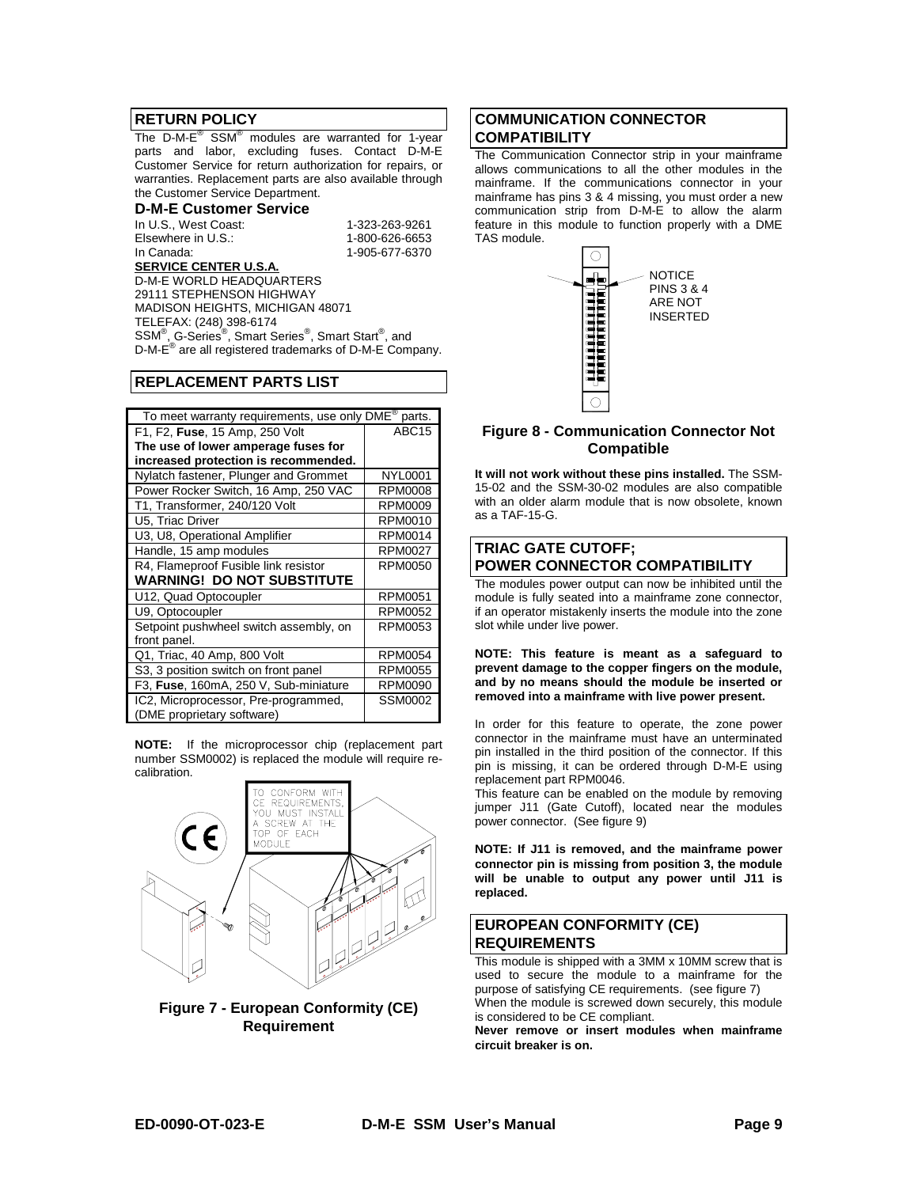## RETURN POLICY

The D-M-E® SSM® modules are warranted for 1-year parts and labor, excluding fuses. Contact D-M-E Customer Service for return authorization for repairs, or warranties. Replacement parts are also available through the Customer Service Department.

### D-M-E Customer Service

| | |
|---|---|
| In U.S., West Coast: | 1-323-263-9261 |
| Elsewhere in U.S.: | 1-800-626-6653 |
| In Canada: | 1-905-677-6370 |

**SERVICE CENTER U.S.A.**

D-M-E WORLD HEADQUARTERS
29111 STEPHENSON HIGHWAY
MADISON HEIGHTS, MICHIGAN 48071
TELEFAX: (248) 398-6174
SSM®, G-Series®, Smart Series®, Smart Start®, and D-M-E® are all registered trademarks of D-M-E Company.

## REPLACEMENT PARTS LIST

| To meet warranty requirements, use only DME® parts. | |
|---|---|
| F1, F2, **Fuse**, 15 Amp, 250 Volt **The use of lower amperage fuses for increased protection is recommended.** | ABC15 |
| Nylatch fastener, Plunger and Grommet | NYL0001 |
| Power Rocker Switch, 16 Amp, 250 VAC | RPM0008 |
| T1, Transformer, 240/120 Volt | RPM0009 |
| U5, Triac Driver | RPM0010 |
| U3, U8, Operational Amplifier | RPM0014 |
| Handle, 15 amp modules | RPM0027 |
| R4, Flameproof Fusible link resistor **WARNING! DO NOT SUBSTITUTE** | RPM0050 |
| U12, Quad Optocoupler | RPM0051 |
| U9, Optocoupler | RPM0052 |
| Setpoint pushwheel switch assembly, on front panel. | RPM0053 |
| Q1, Triac, 40 Amp, 800 Volt | RPM0054 |
| S3, 3 position switch on front panel | RPM0055 |
| F3, **Fuse**, 160mA, 250 V, Sub-miniature | RPM0090 |
| IC2, Microprocessor, Pre-programmed, (DME proprietary software) | SSM0002 |

**NOTE:** If the microprocessor chip (replacement part number SSM0002) is replaced the module will require re-calibration.

TO CONFORM WITH CE REQUIREMENTS, YOU MUST INSTALL A SCREW AT THE TOP OF EACH MODULE

**Figure 7 - European Conformity (CE) Requirement**

## COMMUNICATION CONNECTOR COMPATIBILITY

The Communication Connector strip in your mainframe allows communications to all the other modules in the mainframe. If the communications connector in your mainframe has pins 3 & 4 missing, you must order a new communication strip from D-M-E to allow the alarm feature in this module to function properly with a DME TAS module.

NOTICE PINS 3 & 4 ARE NOT INSERTED

**Figure 8 - Communication Connector Not Compatible**

**It will not work without these pins installed.** The SSM-15-02 and the SSM-30-02 modules are also compatible with an older alarm module that is now obsolete, known as a TAF-15-G.

## TRIAC GATE CUTOFF; POWER CONNECTOR COMPATIBILITY

The modules power output can now be inhibited until the module is fully seated into a mainframe zone connector, if an operator mistakenly inserts the module into the zone slot while under live power.

**NOTE: This feature is meant as a safeguard to prevent damage to the copper fingers on the module, and by no means should the module be inserted or removed into a mainframe with live power present.**

In order for this feature to operate, the zone power connector in the mainframe must have an unterminated pin installed in the third position of the connector. If this pin is missing, it can be ordered through D-M-E using replacement part RPM0046.

This feature can be enabled on the module by removing jumper J11 (Gate Cutoff), located near the modules power connector. (See figure 9)

**NOTE: If J11 is removed, and the mainframe power connector pin is missing from position 3, the module will be unable to output any power until J11 is replaced.**

## EUROPEAN CONFORMITY (CE) REQUIREMENTS

This module is shipped with a 3MM x 10MM screw that is used to secure the module to a mainframe for the purpose of satisfying CE requirements. (see figure 7)

When the module is screwed down securely, this module is considered to be CE compliant.

**Never remove or insert modules when mainframe circuit breaker is on.**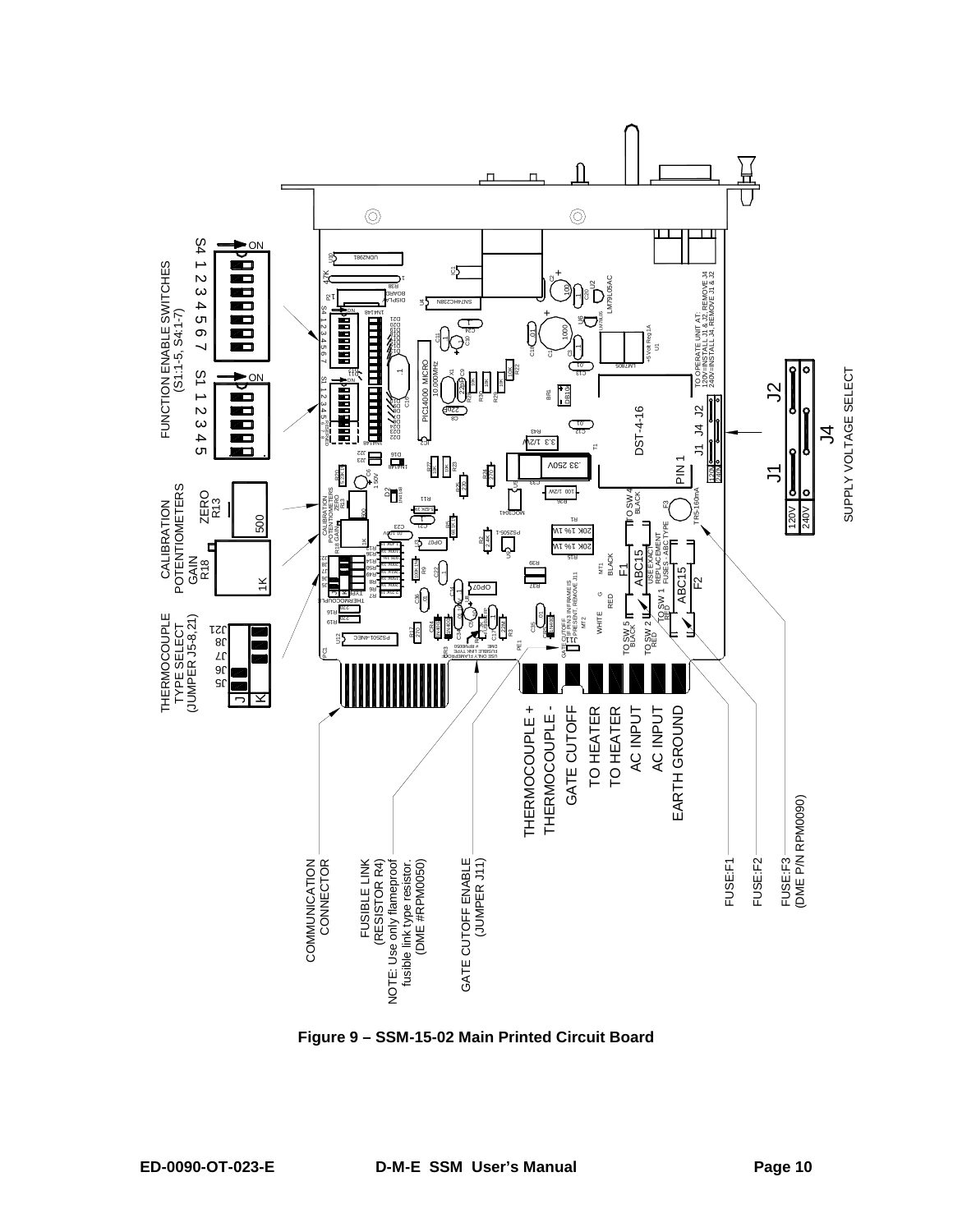FUNCTION ENABLE SWITCHES
(S1:1-5, S4:1-7)

S4 1 2 3 4 5 6 7

S1 1 2 3 4 5

CALIBRATION POTENTIOMETERS

ZERO R13

GAIN R18

THERMOCOUPLE TYPE SELECT (JUMPER J5-8,21)

THERMOCOUPLE +

THERMOCOUPLE -

GATE CUTOFF

TO HEATER

TO HEATER

AC INPUT

AC INPUT

EARTH GROUND

COMMUNICATION CONNECTOR

FUSIBLE LINK (RESISTOR R4)
NOTE: Use only flameproof fusible link type resistor. (DME #RPM0050)

GATE CUTOFF ENABLE (JUMPER J11)

FUSE:F1

FUSE:F2

FUSE:F3 (DME P/N RPM0090)

J1 J2 J4

SUPPLY VOLTAGE SELECT

120V 240V

TO OPERATE UNIT AT:
120V=INSTALL J1 & J2, REMOVE J4
240V=INSTALL J4, REMOVE J1 & J2

**Figure 9 – SSM-15-02 Main Printed Circuit Board**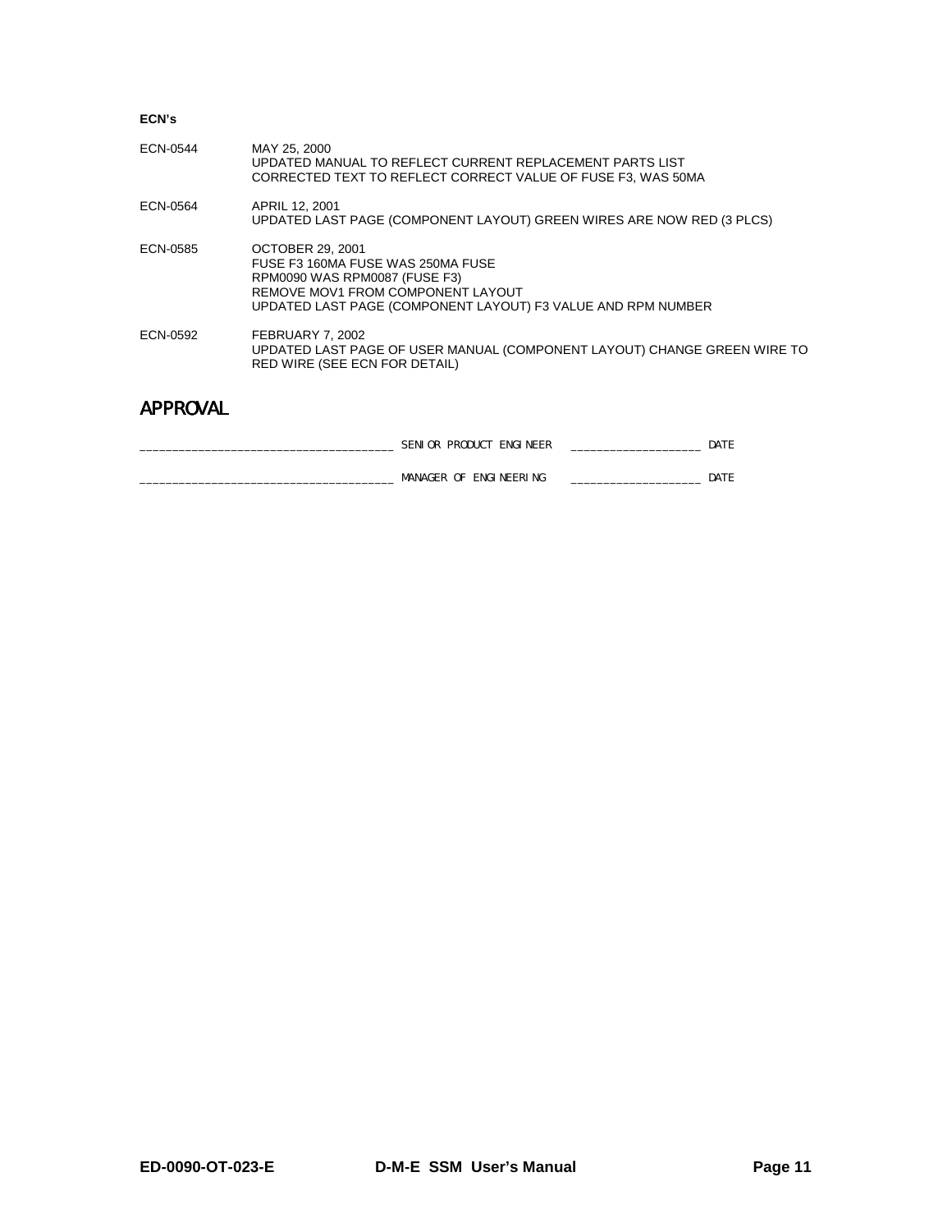**ECN's**

| | |
|---|---|
| ECN-0544 | MAY 25, 2000<br>UPDATED MANUAL TO REFLECT CURRENT REPLACEMENT PARTS LIST<br>CORRECTED TEXT TO REFLECT CORRECT VALUE OF FUSE F3, WAS 50MA |
| ECN-0564 | APRIL 12, 2001<br>UPDATED LAST PAGE (COMPONENT LAYOUT) GREEN WIRES ARE NOW RED (3 PLCS) |
| ECN-0585 | OCTOBER 29, 2001<br>FUSE F3 160MA FUSE WAS 250MA FUSE<br>RPM0090 WAS RPM0087 (FUSE F3)<br>REMOVE MOV1 FROM COMPONENT LAYOUT<br>UPDATED LAST PAGE (COMPONENT LAYOUT) F3 VALUE AND RPM NUMBER |
| ECN-0592 | FEBRUARY 7, 2002<br>UPDATED LAST PAGE OF USER MANUAL (COMPONENT LAYOUT) CHANGE GREEN WIRE TO RED WIRE (SEE ECN FOR DETAIL) |

## APPROVAL

_____________________________________ SENIOR PRODUCT ENGINEER ___________________ DATE

_____________________________________ MANAGER OF ENGINEERING ___________________ DATE